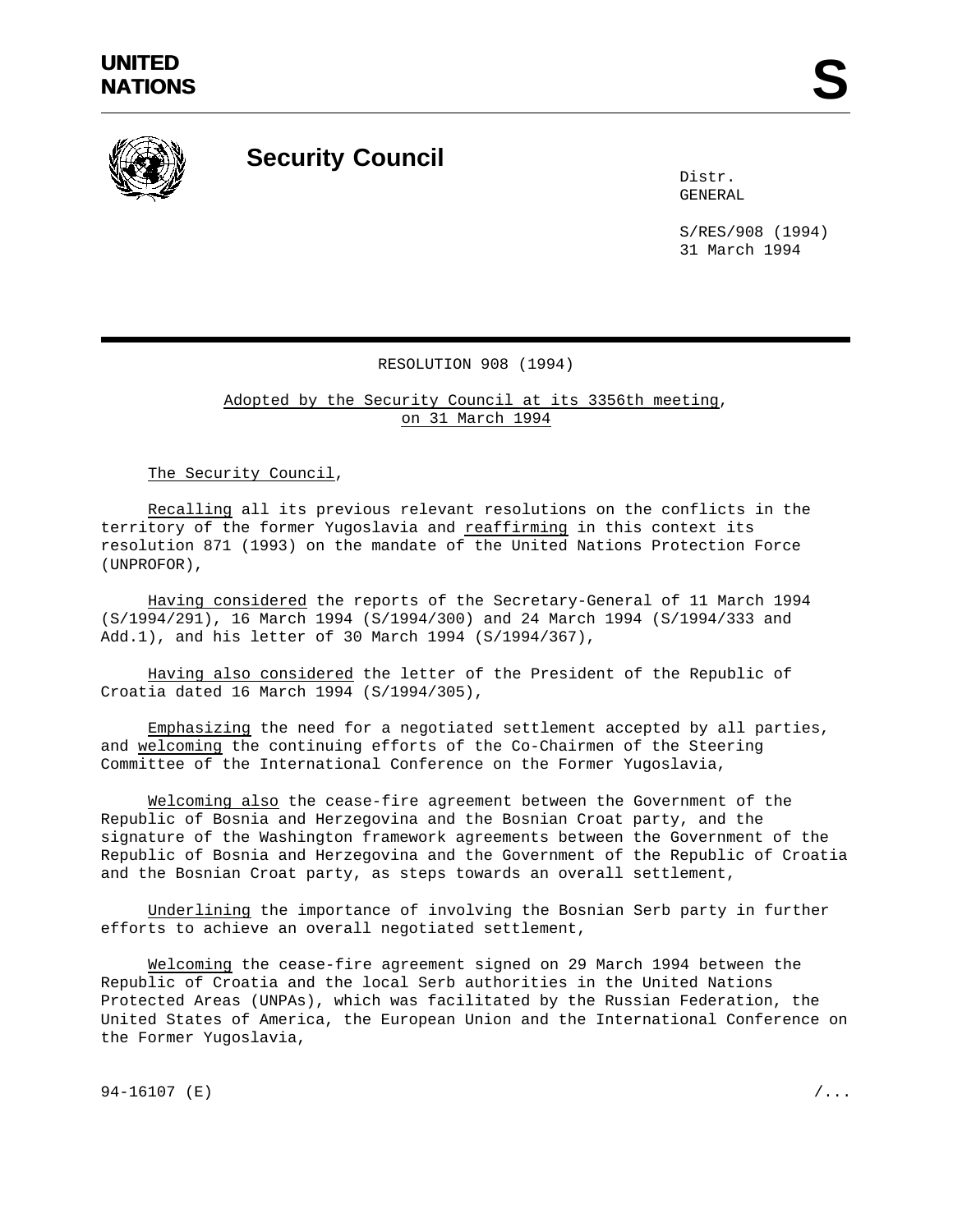UNITED NATIONS

# Security Council

Distr.
GENERAL

S/RES/908 (1994)
31 March 1994

## RESOLUTION 908 (1994)

Adopted by the Security Council at its 3356th meeting, on 31 March 1994

The Security Council,

Recalling all its previous relevant resolutions on the conflicts in the territory of the former Yugoslavia and reaffirming in this context its resolution 871 (1993) on the mandate of the United Nations Protection Force (UNPROFOR),

Having considered the reports of the Secretary-General of 11 March 1994 (S/1994/291), 16 March 1994 (S/1994/300) and 24 March 1994 (S/1994/333 and Add.1), and his letter of 30 March 1994 (S/1994/367),

Having also considered the letter of the President of the Republic of Croatia dated 16 March 1994 (S/1994/305),

Emphasizing the need for a negotiated settlement accepted by all parties, and welcoming the continuing efforts of the Co-Chairmen of the Steering Committee of the International Conference on the Former Yugoslavia,

Welcoming also the cease-fire agreement between the Government of the Republic of Bosnia and Herzegovina and the Bosnian Croat party, and the signature of the Washington framework agreements between the Government of the Republic of Bosnia and Herzegovina and the Government of the Republic of Croatia and the Bosnian Croat party, as steps towards an overall settlement,

Underlining the importance of involving the Bosnian Serb party in further efforts to achieve an overall negotiated settlement,

Welcoming the cease-fire agreement signed on 29 March 1994 between the Republic of Croatia and the local Serb authorities in the United Nations Protected Areas (UNPAs), which was facilitated by the Russian Federation, the United States of America, the European Union and the International Conference on the Former Yugoslavia,

94-16107 (E)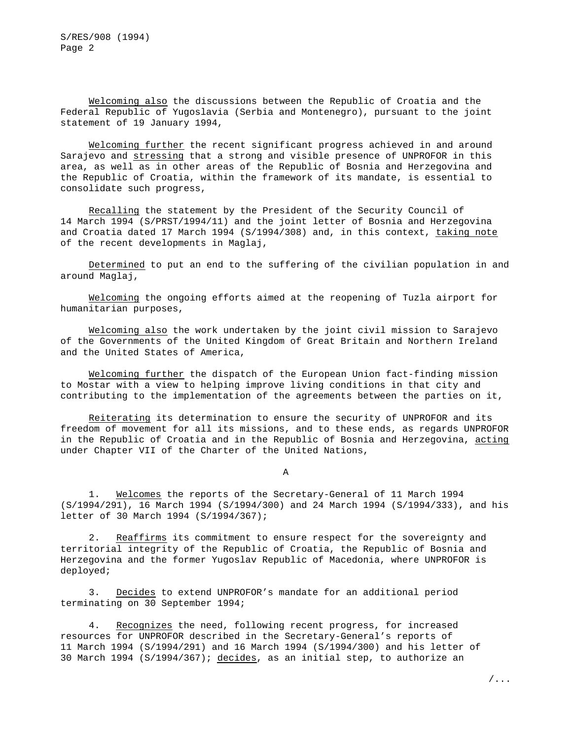Welcoming also the discussions between the Republic of Croatia and the Federal Republic of Yugoslavia (Serbia and Montenegro), pursuant to the joint statement of 19 January 1994,

Welcoming further the recent significant progress achieved in and around Sarajevo and stressing that a strong and visible presence of UNPROFOR in this area, as well as in other areas of the Republic of Bosnia and Herzegovina and the Republic of Croatia, within the framework of its mandate, is essential to consolidate such progress,

Recalling the statement by the President of the Security Council of 14 March 1994 (S/PRST/1994/11) and the joint letter of Bosnia and Herzegovina and Croatia dated 17 March 1994 (S/1994/308) and, in this context, taking note of the recent developments in Maglaj,

Determined to put an end to the suffering of the civilian population in and around Maglaj,

Welcoming the ongoing efforts aimed at the reopening of Tuzla airport for humanitarian purposes,

Welcoming also the work undertaken by the joint civil mission to Sarajevo of the Governments of the United Kingdom of Great Britain and Northern Ireland and the United States of America,

Welcoming further the dispatch of the European Union fact-finding mission to Mostar with a view to helping improve living conditions in that city and contributing to the implementation of the agreements between the parties on it,

Reiterating its determination to ensure the security of UNPROFOR and its freedom of movement for all its missions, and to these ends, as regards UNPROFOR in the Republic of Croatia and in the Republic of Bosnia and Herzegovina, acting under Chapter VII of the Charter of the United Nations,

A

1. Welcomes the reports of the Secretary-General of 11 March 1994 (S/1994/291), 16 March 1994 (S/1994/300) and 24 March 1994 (S/1994/333), and his letter of 30 March 1994 (S/1994/367);

2. Reaffirms its commitment to ensure respect for the sovereignty and territorial integrity of the Republic of Croatia, the Republic of Bosnia and Herzegovina and the former Yugoslav Republic of Macedonia, where UNPROFOR is deployed;

3. Decides to extend UNPROFOR's mandate for an additional period terminating on 30 September 1994;

4. Recognizes the need, following recent progress, for increased resources for UNPROFOR described in the Secretary-General's reports of 11 March 1994 (S/1994/291) and 16 March 1994 (S/1994/300) and his letter of 30 March 1994 (S/1994/367); decides, as an initial step, to authorize an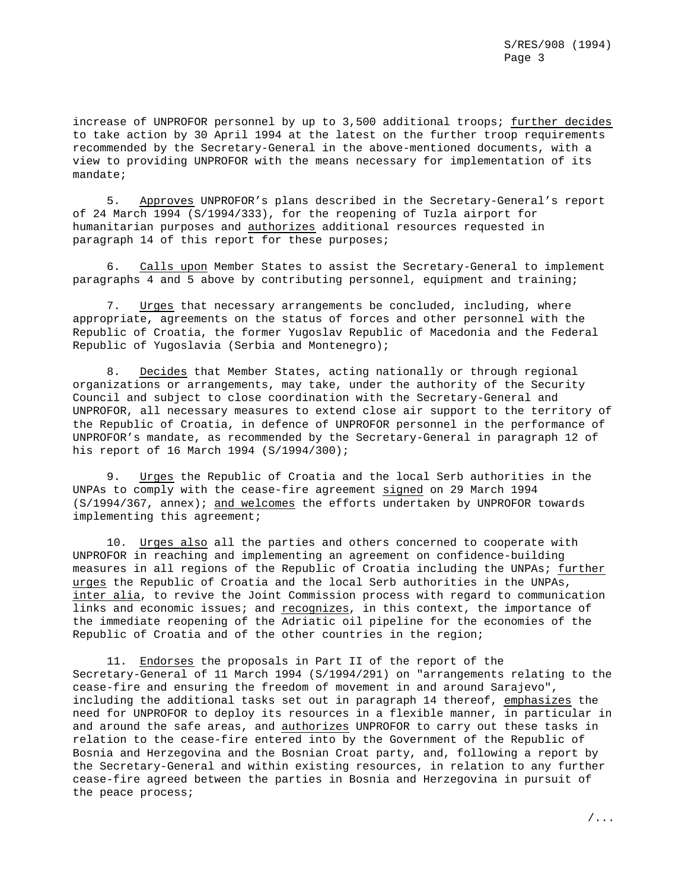increase of UNPROFOR personnel by up to 3,500 additional troops; _further decides_ to take action by 30 April 1994 at the latest on the further troop requirements recommended by the Secretary-General in the above-mentioned documents, with a view to providing UNPROFOR with the means necessary for implementation of its mandate;

5. _Approves_ UNPROFOR's plans described in the Secretary-General's report of 24 March 1994 (S/1994/333), for the reopening of Tuzla airport for humanitarian purposes and _authorizes_ additional resources requested in paragraph 14 of this report for these purposes;

6. _Calls upon_ Member States to assist the Secretary-General to implement paragraphs 4 and 5 above by contributing personnel, equipment and training;

7. _Urges_ that necessary arrangements be concluded, including, where appropriate, agreements on the status of forces and other personnel with the Republic of Croatia, the former Yugoslav Republic of Macedonia and the Federal Republic of Yugoslavia (Serbia and Montenegro);

8. _Decides_ that Member States, acting nationally or through regional organizations or arrangements, may take, under the authority of the Security Council and subject to close coordination with the Secretary-General and UNPROFOR, all necessary measures to extend close air support to the territory of the Republic of Croatia, in defence of UNPROFOR personnel in the performance of UNPROFOR's mandate, as recommended by the Secretary-General in paragraph 12 of his report of 16 March 1994 (S/1994/300);

9. _Urges_ the Republic of Croatia and the local Serb authorities in the UNPAs to comply with the cease-fire agreement _signed_ on 29 March 1994 (S/1994/367, annex); _and welcomes_ the efforts undertaken by UNPROFOR towards implementing this agreement;

10. _Urges also_ all the parties and others concerned to cooperate with UNPROFOR in reaching and implementing an agreement on confidence-building measures in all regions of the Republic of Croatia including the UNPAs; _further urges_ the Republic of Croatia and the local Serb authorities in the UNPAs, _inter alia_, to revive the Joint Commission process with regard to communication links and economic issues; and _recognizes_, in this context, the importance of the immediate reopening of the Adriatic oil pipeline for the economies of the Republic of Croatia and of the other countries in the region;

11. _Endorses_ the proposals in Part II of the report of the Secretary-General of 11 March 1994 (S/1994/291) on "arrangements relating to the cease-fire and ensuring the freedom of movement in and around Sarajevo", including the additional tasks set out in paragraph 14 thereof, _emphasizes_ the need for UNPROFOR to deploy its resources in a flexible manner, in particular in and around the safe areas, and _authorizes_ UNPROFOR to carry out these tasks in relation to the cease-fire entered into by the Government of the Republic of Bosnia and Herzegovina and the Bosnian Croat party, and, following a report by the Secretary-General and within existing resources, in relation to any further cease-fire agreed between the parties in Bosnia and Herzegovina in pursuit of the peace process;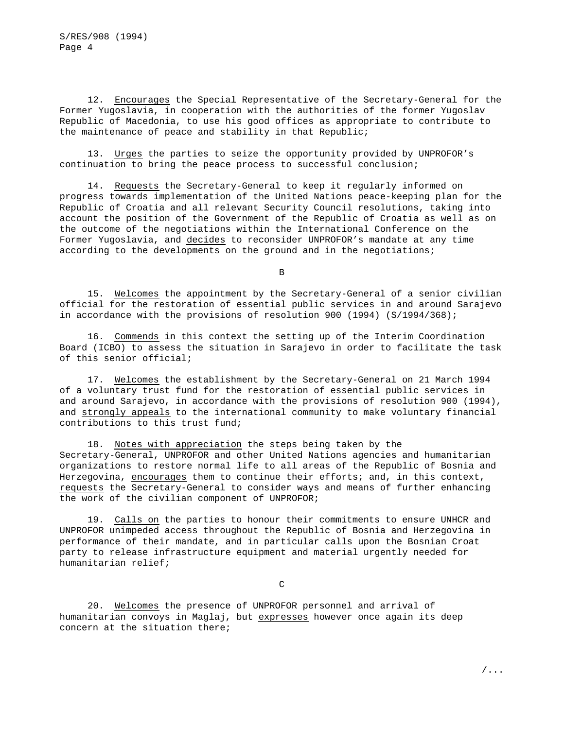12. Encourages the Special Representative of the Secretary-General for the Former Yugoslavia, in cooperation with the authorities of the former Yugoslav Republic of Macedonia, to use his good offices as appropriate to contribute to the maintenance of peace and stability in that Republic;

13. Urges the parties to seize the opportunity provided by UNPROFOR's continuation to bring the peace process to successful conclusion;

14. Requests the Secretary-General to keep it regularly informed on progress towards implementation of the United Nations peace-keeping plan for the Republic of Croatia and all relevant Security Council resolutions, taking into account the position of the Government of the Republic of Croatia as well as on the outcome of the negotiations within the International Conference on the Former Yugoslavia, and decides to reconsider UNPROFOR's mandate at any time according to the developments on the ground and in the negotiations;

B

15. Welcomes the appointment by the Secretary-General of a senior civilian official for the restoration of essential public services in and around Sarajevo in accordance with the provisions of resolution 900 (1994) (S/1994/368);

16. Commends in this context the setting up of the Interim Coordination Board (ICBO) to assess the situation in Sarajevo in order to facilitate the task of this senior official;

17. Welcomes the establishment by the Secretary-General on 21 March 1994 of a voluntary trust fund for the restoration of essential public services in and around Sarajevo, in accordance with the provisions of resolution 900 (1994), and strongly appeals to the international community to make voluntary financial contributions to this trust fund;

18. Notes with appreciation the steps being taken by the Secretary-General, UNPROFOR and other United Nations agencies and humanitarian organizations to restore normal life to all areas of the Republic of Bosnia and Herzegovina, encourages them to continue their efforts; and, in this context, requests the Secretary-General to consider ways and means of further enhancing the work of the civilian component of UNPROFOR;

19. Calls on the parties to honour their commitments to ensure UNHCR and UNPROFOR unimpeded access throughout the Republic of Bosnia and Herzegovina in performance of their mandate, and in particular calls upon the Bosnian Croat party to release infrastructure equipment and material urgently needed for humanitarian relief;

C

20. Welcomes the presence of UNPROFOR personnel and arrival of humanitarian convoys in Maglaj, but expresses however once again its deep concern at the situation there;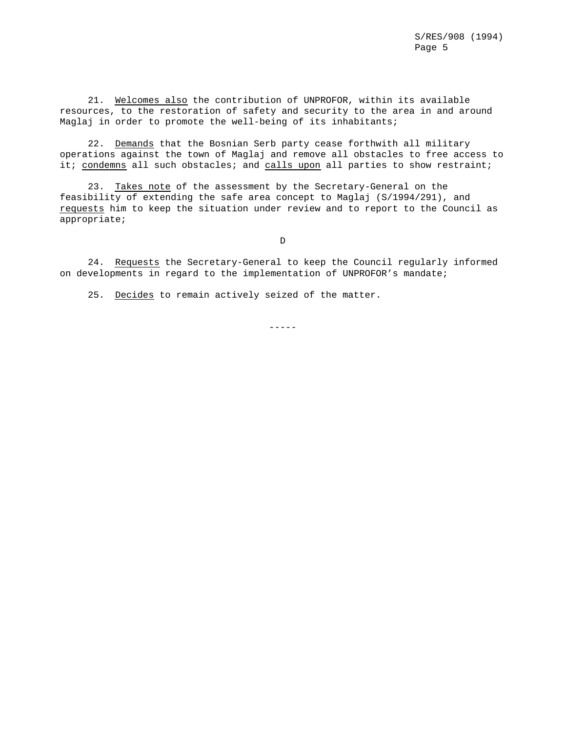21. _Welcomes also_ the contribution of UNPROFOR, within its available resources, to the restoration of safety and security to the area in and around Maglaj in order to promote the well-being of its inhabitants;

22. _Demands_ that the Bosnian Serb party cease forthwith all military operations against the town of Maglaj and remove all obstacles to free access to it; _condemns_ all such obstacles; and _calls upon_ all parties to show restraint;

23. _Takes note_ of the assessment by the Secretary-General on the feasibility of extending the safe area concept to Maglaj (S/1994/291), and _requests_ him to keep the situation under review and to report to the Council as appropriate;

D

24. _Requests_ the Secretary-General to keep the Council regularly informed on developments in regard to the implementation of UNPROFOR's mandate;

25. _Decides_ to remain actively seized of the matter.

-----